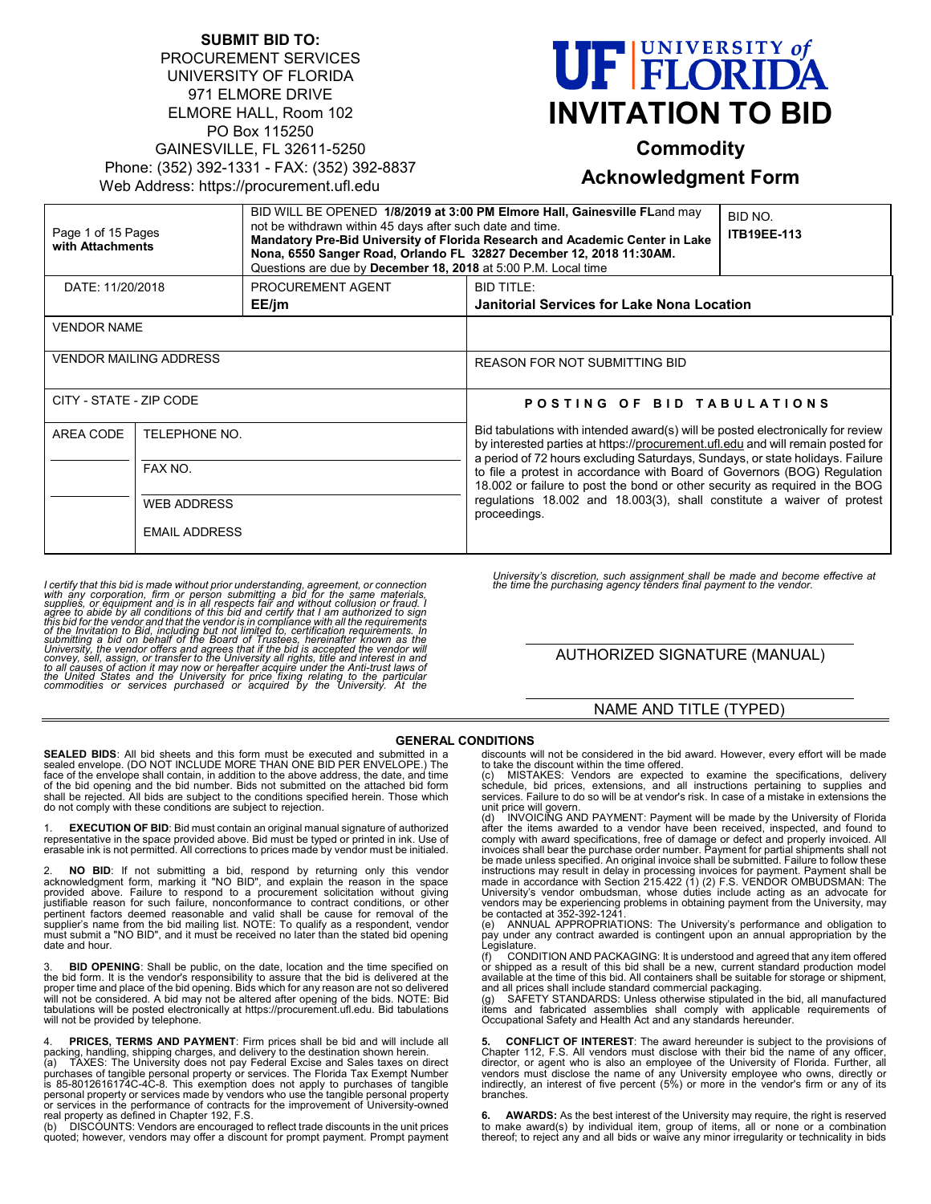**SUBMIT BID TO:**
PROCUREMENT SERVICES
UNIVERSITY OF FLORIDA
971 ELMORE DRIVE
ELMORE HALL, Room 102
PO Box 115250
GAINESVILLE, FL 32611-5250
Phone: (352) 392-1331 - FAX: (352) 392-8837
Web Address: https://procurement.ufl.edu

# UF | UNIVERSITY of FLORIDA
# INVITATION TO BID
## Commodity
## Acknowledgment Form

| Page 1 of 15 Pages **with Attachments** | BID WILL BE OPENED **1/8/2019 at 3:00 PM Elmore Hall, Gainesville FL** and may not be withdrawn within 45 days after such date and time. **Mandatory Pre-Bid University of Florida Research and Academic Center in Lake Nona, 6550 Sanger Road, Orlando FL 32827 December 12, 2018 11:30AM.** Questions are due by **December 18, 2018** at 5:00 P.M. Local time | BID NO. **ITB19EE-113** |
|---|---|---|
| DATE: 11/20/2018 | PROCUREMENT AGENT **EE/jm** | BID TITLE: **Janitorial Services for Lake Nona Location** |

| VENDOR NAME | |
|---|---|
| VENDOR MAILING ADDRESS | REASON FOR NOT SUBMITTING BID |
| CITY - STATE - ZIP CODE | **POSTING OF BID TABULATIONS** |
| AREA CODE / TELEPHONE NO. / FAX NO. / WEB ADDRESS / EMAIL ADDRESS | Bid tabulations with intended award(s) will be posted electronically for review by interested parties at https://procurement.ufl.edu and will remain posted for a period of 72 hours excluding Saturdays, Sundays, or state holidays. Failure to file a protest in accordance with Board of Governors (BOG) Regulation 18.002 or failure to post the bond or other security as required in the BOG regulations 18.002 and 18.003(3), shall constitute a waiver of protest proceedings. |

*I certify that this bid is made without prior understanding, agreement, or connection with any corporation, firm or person submitting a bid for the same materials, supplies, or equipment and is in all respects fair and without collusion or fraud. I agree to abide by all conditions of this bid and certify that I am authorized to sign this bid for the vendor and that the vendor is in compliance with all the requirements of the Invitation to Bid, including but not limited to, certification requirements. In submitting a bid on behalf of the Board of Trustees, hereinafter known as the University, the vendor offers and agrees that if the bid is accepted the vendor will convey, sell, assign, or transfer to the University all rights, title and interest in and to all causes of action it may now or hereafter acquire under the Anti-trust laws of the United States and the University for price fixing relating to the particular commodities or services purchased or acquired by the University. At the University's discretion, such assignment shall be made and become effective at the time the purchasing agency tenders final payment to the vendor.*

AUTHORIZED SIGNATURE (MANUAL)

NAME AND TITLE (TYPED)

## GENERAL CONDITIONS

**SEALED BIDS**: All bid sheets and this form must be executed and submitted in a sealed envelope. (DO NOT INCLUDE MORE THAN ONE BID PER ENVELOPE.) The face of the envelope shall contain, in addition to the above address, the date, and time of the bid opening and the bid number. Bids not submitted on the attached bid form shall be rejected. All bids are subject to the conditions specified herein. Those which do not comply with these conditions are subject to rejection.

1. **EXECUTION OF BID**: Bid must contain an original manual signature of authorized representative in the space provided above. Bid must be typed or printed in ink. Use of erasable ink is not permitted. All corrections to prices made by vendor must be initialed.

2. **NO BID**: If not submitting a bid, respond by returning only this vendor acknowledgment form, marking it "NO BID", and explain the reason in the space provided above. Failure to respond to a procurement solicitation without giving justifiable reason for such failure, nonconformance to contract conditions, or other pertinent factors deemed reasonable and valid shall be cause for removal of the supplier's name from the bid mailing list. NOTE: To qualify as a respondent, vendor must submit a "NO BID", and it must be received no later than the stated bid opening date and hour.

3. **BID OPENING**: Shall be public, on the date, location and the time specified on the bid form. It is the vendor's responsibility to assure that the bid is delivered at the proper time and place of the bid opening. Bids which for any reason are not so delivered will not be considered. A bid may not be altered after opening of the bids. NOTE: Bid tabulations will be posted electronically at https://procurement.ufl.edu. Bid tabulations will not be provided by telephone.

4. **PRICES, TERMS AND PAYMENT**: Firm prices shall be bid and will include all packing, handling, shipping charges, and delivery to the destination shown herein.
(a) TAXES: The University does not pay Federal Excise and Sales taxes on direct purchases of tangible personal property or services. The Florida Tax Exempt Number is 85-8012616174C-4C-8. This exemption does not apply to purchases of tangible personal property or services made by vendors who use the tangible personal property or services in the performance of contracts for the improvement of University-owned real property as defined in Chapter 192, F.S.
(b) DISCOUNTS: Vendors are encouraged to reflect trade discounts in the unit prices quoted; however, vendors may offer a discount for prompt payment. Prompt payment discounts will not be considered in the bid award. However, every effort will be made to take the discount within the time offered.
(c) MISTAKES: Vendors are expected to examine the specifications, delivery schedule, bid prices, extensions, and all instructions pertaining to supplies and services. Failure to do so will be at vendor's risk. In case of a mistake in extensions the unit price will govern.
(d) INVOICING AND PAYMENT: Payment will be made by the University of Florida after the items awarded to a vendor have been received, inspected, and found to comply with award specifications, free of damage or defect and properly invoiced. All invoices shall bear the purchase order number. Payment for partial shipments shall not be made unless specified. An original invoice shall be submitted. Failure to follow these instructions may result in delay in processing invoices for payment. Payment shall be made in accordance with Section 215.422 (1) (2) F.S. VENDOR OMBUDSMAN: The University's vendor ombudsman, whose duties include acting as an advocate for vendors may be experiencing problems in obtaining payment from the University, may be contacted at 352-392-1241.
(e) ANNUAL APPROPRIATIONS: The University's performance and obligation to pay under any contract awarded is contingent upon an annual appropriation by the Legislature.
(f) CONDITION AND PACKAGING: It is understood and agreed that any item offered or shipped as a result of this bid shall be a new, current standard production model available at the time of this bid. All containers shall be suitable for storage or shipment, and all prices shall include standard commercial packaging.
(g) SAFETY STANDARDS: Unless otherwise stipulated in the bid, all manufactured items and fabricated assemblies shall comply with applicable requirements of Occupational Safety and Health Act and any standards hereunder.

5. **CONFLICT OF INTEREST**: The award hereunder is subject to the provisions of Chapter 112, F.S. All vendors must disclose with their bid the name of any officer, director, or agent who is also an employee of the University of Florida. Further, all vendors must disclose the name of any University employee who owns, directly or indirectly, an interest of five percent (5%) or more in the vendor's firm or any of its branches.

6. **AWARDS:** As the best interest of the University may require, the right is reserved to make award(s) by individual item, group of items, all or none or a combination thereof; to reject any and all bids or waive any minor irregularity or technicality in bids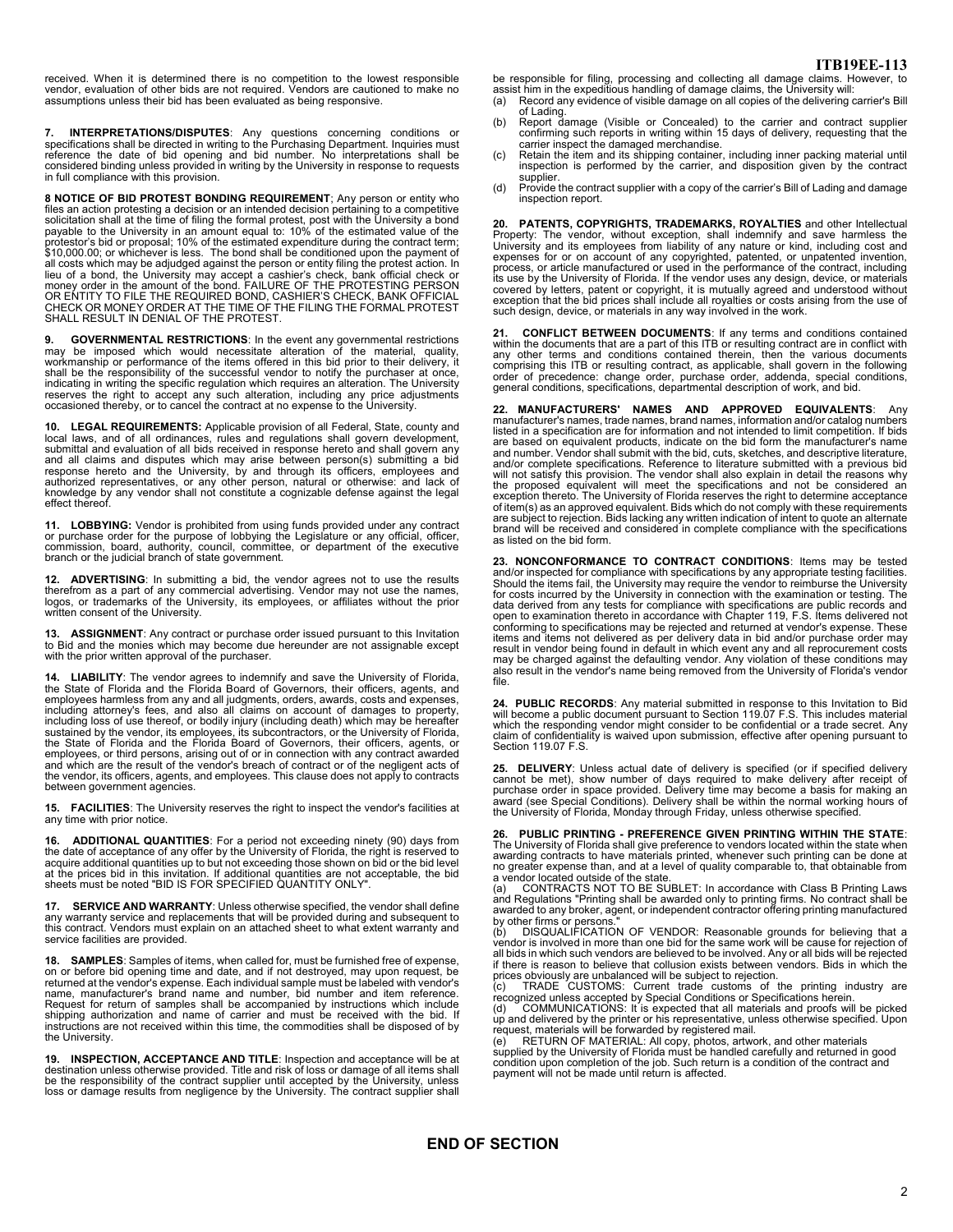received. When it is determined there is no competition to the lowest responsible vendor, evaluation of other bids are not required. Vendors are cautioned to make no assumptions unless their bid has been evaluated as being responsive.

**7. INTERPRETATIONS/DISPUTES**: Any questions concerning conditions or specifications shall be directed in writing to the Purchasing Department. Inquiries must reference the date of bid opening and bid number. No interpretations shall be considered binding unless provided in writing by the University in response to requests in full compliance with this provision.

**8 NOTICE OF BID PROTEST BONDING REQUIREMENT**; Any person or entity who files an action protesting a decision or an intended decision pertaining to a competitive solicitation shall at the time of filing the formal protest, post with the University a bond payable to the University in an amount equal to: 10% of the estimated value of the protestor's bid or proposal; 10% of the estimated expenditure during the contract term; $10,000.00; or whichever is less. The bond shall be conditioned upon the payment of all costs which may be adjudged against the person or entity filing the protest action. In lieu of a bond, the University may accept a cashier's check, bank official check or money order in the amount of the bond. FAILURE OF THE PROTESTING PERSON OR ENTITY TO FILE THE REQUIRED BOND, CASHIER'S CHECK, BANK OFFICIAL CHECK OR MONEY ORDER AT THE TIME OF THE FILING THE FORMAL PROTEST SHALL RESULT IN DENIAL OF THE PROTEST.

**9. GOVERNMENTAL RESTRICTIONS**: In the event any governmental restrictions may be imposed which would necessitate alteration of the material, quality, workmanship or performance of the items offered in this bid prior to their delivery, it shall be the responsibility of the successful vendor to notify the purchaser at once, indicating in writing the specific regulation which requires an alteration. The University reserves the right to accept any such alteration, including any price adjustments occasioned thereby, or to cancel the contract at no expense to the University.

**10. LEGAL REQUIREMENTS:** Applicable provision of all Federal, State, county and local laws, and of all ordinances, rules and regulations shall govern development, submittal and evaluation of all bids received in response hereto and shall govern any and all claims and disputes which may arise between person(s) submitting a bid response hereto and the University, by and through its officers, employees and authorized representatives, or any other person, natural or otherwise: and lack of knowledge by any vendor shall not constitute a cognizable defense against the legal effect thereof.

**11. LOBBYING:** Vendor is prohibited from using funds provided under any contract or purchase order for the purpose of lobbying the Legislature or any official, officer, commission, board, authority, council, committee, or department of the executive branch or the judicial branch of state government.

**12. ADVERTISING**: In submitting a bid, the vendor agrees not to use the results therefrom as a part of any commercial advertising. Vendor may not use the names, logos, or trademarks of the University, its employees, or affiliates without the prior written consent of the University.

**13. ASSIGNMENT**: Any contract or purchase order issued pursuant to this Invitation to Bid and the monies which may become due hereunder are not assignable except with the prior written approval of the purchaser.

**14. LIABILITY**: The vendor agrees to indemnify and save the University of Florida, the State of Florida and the Florida Board of Governors, their officers, agents, and employees harmless from any and all judgments, orders, awards, costs and expenses, including attorney's fees, and also all claims on account of damages to property, including loss of use thereof, or bodily injury (including death) which may be hereafter sustained by the vendor, its employees, its subcontractors, or the University of Florida, the State of Florida and the Florida Board of Governors, their officers, agents, or employees, or third persons, arising out of or in connection with any contract awarded and which are the result of the vendor's breach of contract or of the negligent acts of the vendor, its officers, agents, and employees. This clause does not apply to contracts between government agencies.

**15. FACILITIES**: The University reserves the right to inspect the vendor's facilities at any time with prior notice.

**16. ADDITIONAL QUANTITIES**: For a period not exceeding ninety (90) days from the date of acceptance of any offer by the University of Florida, the right is reserved to acquire additional quantities up to but not exceeding those shown on bid or the bid level at the prices bid in this invitation. If additional quantities are not acceptable, the bid sheets must be noted "BID IS FOR SPECIFIED QUANTITY ONLY".

**17. SERVICE AND WARRANTY**: Unless otherwise specified, the vendor shall define any warranty service and replacements that will be provided during and subsequent to this contract. Vendors must explain on an attached sheet to what extent warranty and service facilities are provided.

**18. SAMPLES**: Samples of items, when called for, must be furnished free of expense, on or before bid opening time and date, and if not destroyed, may upon request, be returned at the vendor's expense. Each individual sample must be labeled with vendor's name, manufacturer's brand name and number, bid number and item reference. Request for return of samples shall be accompanied by instructions which include shipping authorization and name of carrier and must be received with the bid. If instructions are not received within this time, the commodities shall be disposed of by the University.

**19. INSPECTION, ACCEPTANCE AND TITLE**: Inspection and acceptance will be at destination unless otherwise provided. Title and risk of loss or damage of all items shall be the responsibility of the contract supplier until accepted by the University, unless loss or damage results from negligence by the University. The contract supplier shall be responsible for filing, processing and collecting all damage claims. However, to assist him in the expeditious handling of damage claims, the University will:

(a) Record any evidence of visible damage on all copies of the delivering carrier's Bill of Lading.
(b) Report damage (Visible or Concealed) to the carrier and contract supplier confirming such reports in writing within 15 days of delivery, requesting that the carrier inspect the damaged merchandise.
(c) Retain the item and its shipping container, including inner packing material until inspection is performed by the carrier, and disposition given by the contract supplier.
(d) Provide the contract supplier with a copy of the carrier's Bill of Lading and damage inspection report.

**20. PATENTS, COPYRIGHTS, TRADEMARKS, ROYALTIES** and other Intellectual Property: The vendor, without exception, shall indemnify and save harmless the University and its employees from liability of any nature or kind, including cost and expenses for or on account of any copyrighted, patented, or unpatented invention, process, or article manufactured or used in the performance of the contract, including its use by the University of Florida. If the vendor uses any design, device, or materials covered by letters, patent or copyright, it is mutually agreed and understood without exception that the bid prices shall include all royalties or costs arising from the use of such design, device, or materials in any way involved in the work.

**21. CONFLICT BETWEEN DOCUMENTS**: If any terms and conditions contained within the documents that are a part of this ITB or resulting contract are in conflict with any other terms and conditions contained therein, then the various documents comprising this ITB or resulting contract, as applicable, shall govern in the following order of precedence: change order, purchase order, addenda, special conditions, general conditions, specifications, departmental description of work, and bid.

**22. MANUFACTURERS' NAMES AND APPROVED EQUIVALENTS**: Any manufacturer's names, trade names, brand names, information and/or catalog numbers listed in a specification are for information and not intended to limit competition. If bids are based on equivalent products, indicate on the bid form the manufacturer's name and number. Vendor shall submit with the bid, cuts, sketches, and descriptive literature, and/or complete specifications. Reference to literature submitted with a previous bid will not satisfy this provision. The vendor shall also explain in detail the reasons why the proposed equivalent will meet the specifications and not be considered an exception thereto. The University of Florida reserves the right to determine acceptance of item(s) as an approved equivalent. Bids which do not comply with these requirements are subject to rejection. Bids lacking any written indication of intent to quote an alternate brand will be received and considered in complete compliance with the specifications as listed on the bid form.

**23. NONCONFORMANCE TO CONTRACT CONDITIONS**: Items may be tested and/or inspected for compliance with specifications by any appropriate testing facilities. Should the items fail, the University may require the vendor to reimburse the University for costs incurred by the University in connection with the examination or testing. The data derived from any tests for compliance with specifications are public records and open to examination thereto in accordance with Chapter 119, F.S. Items delivered not conforming to specifications may be rejected and returned at vendor's expense. These items and items not delivered as per delivery data in bid and/or purchase order may result in vendor being found in default in which event any and all reprocurement costs may be charged against the defaulting vendor. Any violation of these conditions may also result in the vendor's name being removed from the University of Florida's vendor file.

**24. PUBLIC RECORDS**: Any material submitted in response to this Invitation to Bid will become a public document pursuant to Section 119.07 F.S. This includes material which the responding vendor might consider to be confidential or a trade secret. Any claim of confidentiality is waived upon submission, effective after opening pursuant to Section 119.07 F.S.

**25. DELIVERY**: Unless actual date of delivery is specified (or if specified delivery cannot be met), show number of days required to make delivery after receipt of purchase order in space provided. Delivery time may become a basis for making an award (see Special Conditions). Delivery shall be within the normal working hours of the University of Florida, Monday through Friday, unless otherwise specified.

**26. PUBLIC PRINTING - PREFERENCE GIVEN PRINTING WITHIN THE STATE**: The University of Florida shall give preference to vendors located within the state when awarding contracts to have materials printed, whenever such printing can be done at no greater expense than, and at a level of quality comparable to, that obtainable from a vendor located outside of the state.

(a) CONTRACTS NOT TO BE SUBLET: In accordance with Class B Printing Laws and Regulations "Printing shall be awarded only to printing firms. No contract shall be awarded to any broker, agent, or independent contractor offering printing manufactured by other firms or persons."
(b) DISQUALIFICATION OF VENDOR: Reasonable grounds for believing that a vendor is involved in more than one bid for the same work will be cause for rejection of all bids in which such vendors are believed to be involved. Any or all bids will be rejected if there is reason to believe that collusion exists between vendors. Bids in which the prices obviously are unbalanced will be subject to rejection.
(c) TRADE CUSTOMS: Current trade customs of the printing industry are recognized unless accepted by Special Conditions or Specifications herein.
(d) COMMUNICATIONS: It is expected that all materials and proofs will be picked up and delivered by the printer or his representative, unless otherwise specified. Upon request, materials will be forwarded by registered mail.
(e) RETURN OF MATERIAL: All copy, photos, artwork, and other materials supplied by the University of Florida must be handled carefully and returned in good condition upon completion of the job. Such return is a condition of the contract and payment will not be made until return is affected.

## END OF SECTION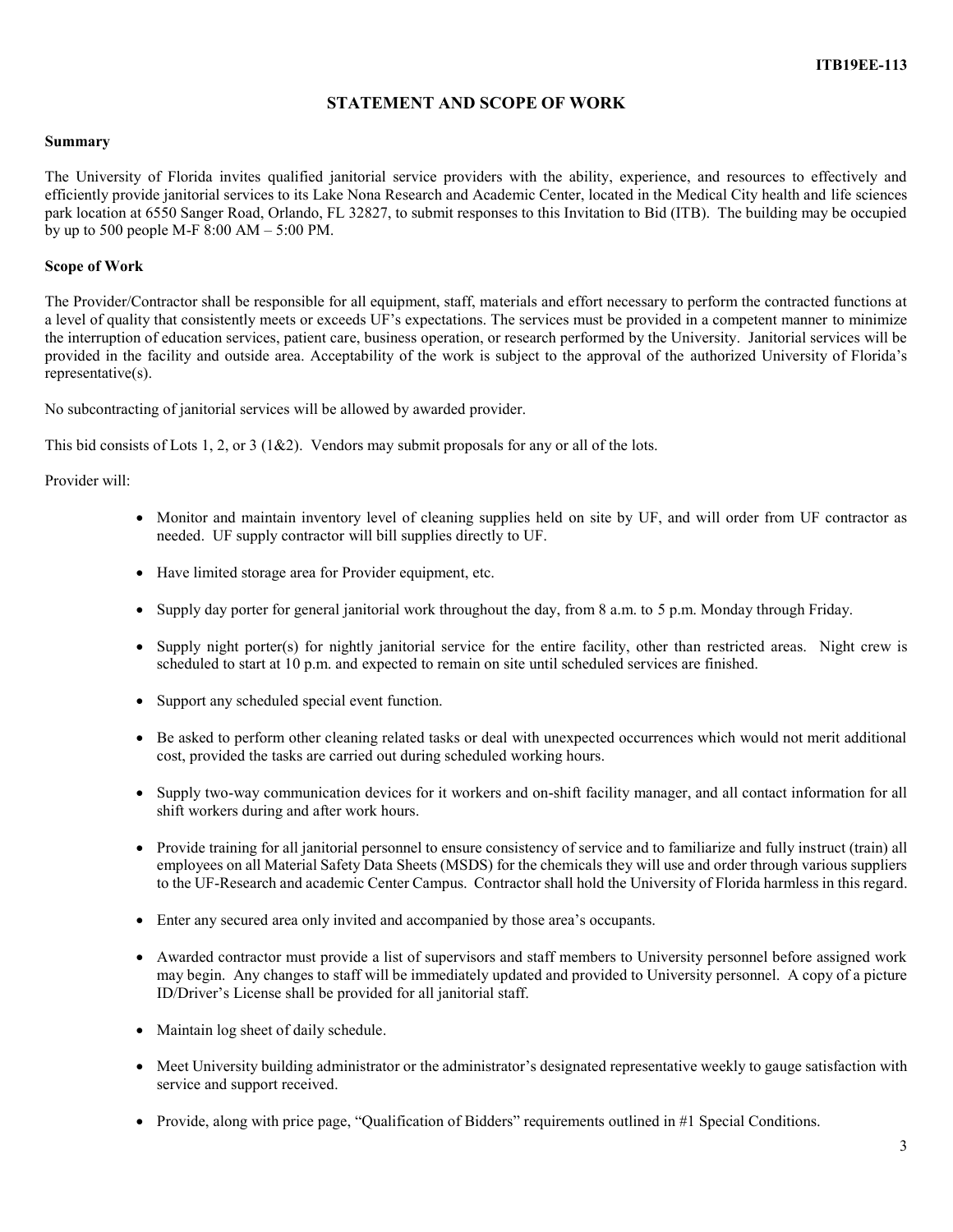## STATEMENT AND SCOPE OF WORK

**Summary**

The University of Florida invites qualified janitorial service providers with the ability, experience, and resources to effectively and efficiently provide janitorial services to its Lake Nona Research and Academic Center, located in the Medical City health and life sciences park location at 6550 Sanger Road, Orlando, FL 32827, to submit responses to this Invitation to Bid (ITB). The building may be occupied by up to 500 people M-F 8:00 AM – 5:00 PM.

**Scope of Work**

The Provider/Contractor shall be responsible for all equipment, staff, materials and effort necessary to perform the contracted functions at a level of quality that consistently meets or exceeds UF's expectations. The services must be provided in a competent manner to minimize the interruption of education services, patient care, business operation, or research performed by the University. Janitorial services will be provided in the facility and outside area. Acceptability of the work is subject to the approval of the authorized University of Florida's representative(s).

No subcontracting of janitorial services will be allowed by awarded provider.

This bid consists of Lots 1, 2, or 3 (1&2). Vendors may submit proposals for any or all of the lots.

Provider will:

- Monitor and maintain inventory level of cleaning supplies held on site by UF, and will order from UF contractor as needed. UF supply contractor will bill supplies directly to UF.
- Have limited storage area for Provider equipment, etc.
- Supply day porter for general janitorial work throughout the day, from 8 a.m. to 5 p.m. Monday through Friday.
- Supply night porter(s) for nightly janitorial service for the entire facility, other than restricted areas. Night crew is scheduled to start at 10 p.m. and expected to remain on site until scheduled services are finished.
- Support any scheduled special event function.
- Be asked to perform other cleaning related tasks or deal with unexpected occurrences which would not merit additional cost, provided the tasks are carried out during scheduled working hours.
- Supply two-way communication devices for it workers and on-shift facility manager, and all contact information for all shift workers during and after work hours.
- Provide training for all janitorial personnel to ensure consistency of service and to familiarize and fully instruct (train) all employees on all Material Safety Data Sheets (MSDS) for the chemicals they will use and order through various suppliers to the UF-Research and academic Center Campus. Contractor shall hold the University of Florida harmless in this regard.
- Enter any secured area only invited and accompanied by those area's occupants.
- Awarded contractor must provide a list of supervisors and staff members to University personnel before assigned work may begin. Any changes to staff will be immediately updated and provided to University personnel. A copy of a picture ID/Driver's License shall be provided for all janitorial staff.
- Maintain log sheet of daily schedule.
- Meet University building administrator or the administrator's designated representative weekly to gauge satisfaction with service and support received.
- Provide, along with price page, "Qualification of Bidders" requirements outlined in #1 Special Conditions.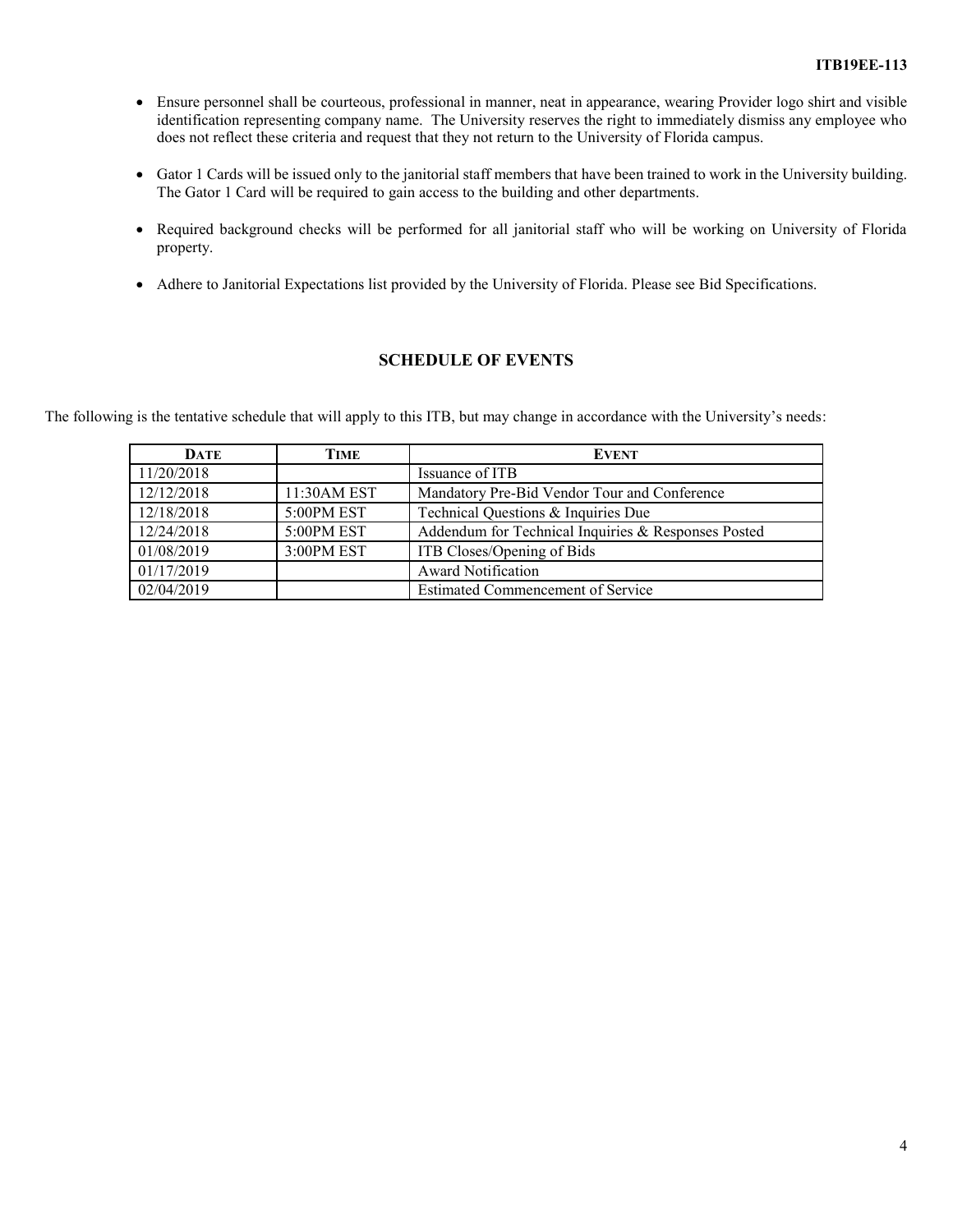- Ensure personnel shall be courteous, professional in manner, neat in appearance, wearing Provider logo shirt and visible identification representing company name. The University reserves the right to immediately dismiss any employee who does not reflect these criteria and request that they not return to the University of Florida campus.

- Gator 1 Cards will be issued only to the janitorial staff members that have been trained to work in the University building. The Gator 1 Card will be required to gain access to the building and other departments.

- Required background checks will be performed for all janitorial staff who will be working on University of Florida property.

- Adhere to Janitorial Expectations list provided by the University of Florida. Please see Bid Specifications.

## SCHEDULE OF EVENTS

The following is the tentative schedule that will apply to this ITB, but may change in accordance with the University's needs:

| DATE | TIME | EVENT |
|---|---|---|
| 11/20/2018 | | Issuance of ITB |
| 12/12/2018 | 11:30AM EST | Mandatory Pre-Bid Vendor Tour and Conference |
| 12/18/2018 | 5:00PM EST | Technical Questions & Inquiries Due |
| 12/24/2018 | 5:00PM EST | Addendum for Technical Inquiries & Responses Posted |
| 01/08/2019 | 3:00PM EST | ITB Closes/Opening of Bids |
| 01/17/2019 | | Award Notification |
| 02/04/2019 | | Estimated Commencement of Service |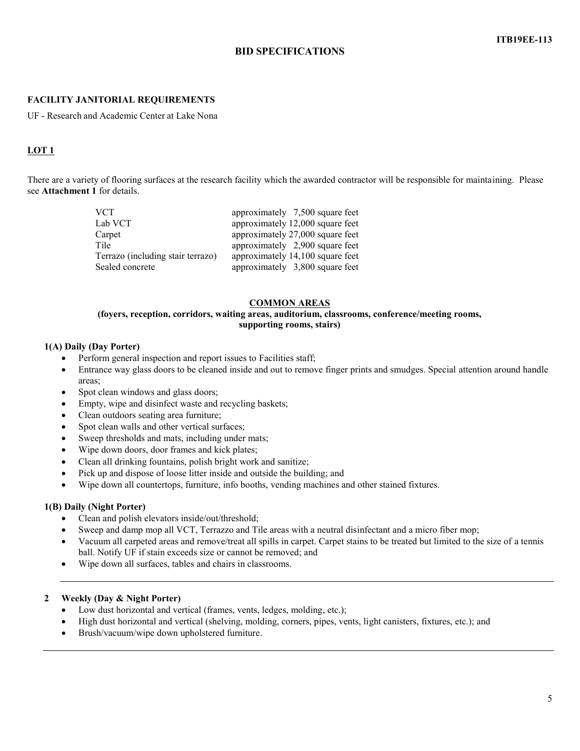## BID SPECIFICATIONS

### FACILITY JANITORIAL REQUIREMENTS

UF - Research and Academic Center at Lake Nona

### LOT 1

There are a variety of flooring surfaces at the research facility which the awarded contractor will be responsible for maintaining. Please see **Attachment 1** for details.

| | |
|---|---|
| VCT | approximately 7,500 square feet |
| Lab VCT | approximately 12,000 square feet |
| Carpet | approximately 27,000 square feet |
| Tile | approximately 2,900 square feet |
| Terrazo (including stair terrazo) | approximately 14,100 square feet |
| Sealed concrete | approximately 3,800 square feet |

### COMMON AREAS

**(foyers, reception, corridors, waiting areas, auditorium, classrooms, conference/meeting rooms, supporting rooms, stairs)**

**1(A) Daily (Day Porter)**

- Perform general inspection and report issues to Facilities staff;
- Entrance way glass doors to be cleaned inside and out to remove finger prints and smudges. Special attention around handle areas;
- Spot clean windows and glass doors;
- Empty, wipe and disinfect waste and recycling baskets;
- Clean outdoors seating area furniture;
- Spot clean walls and other vertical surfaces;
- Sweep thresholds and mats, including under mats;
- Wipe down doors, door frames and kick plates;
- Clean all drinking fountains, polish bright work and sanitize;
- Pick up and dispose of loose litter inside and outside the building; and
- Wipe down all countertops, furniture, info booths, vending machines and other stained fixtures.

**1(B) Daily (Night Porter)**

- Clean and polish elevators inside/out/threshold;
- Sweep and damp mop all VCT, Terrazzo and Tile areas with a neutral disinfectant and a micro fiber mop;
- Vacuum all carpeted areas and remove/treat all spills in carpet. Carpet stains to be treated but limited to the size of a tennis ball. Notify UF if stain exceeds size or cannot be removed; and
- Wipe down all surfaces, tables and chairs in classrooms.

---

**2 Weekly (Day & Night Porter)**

- Low dust horizontal and vertical (frames, vents, ledges, molding, etc.);
- High dust horizontal and vertical (shelving, molding, corners, pipes, vents, light canisters, fixtures, etc.); and
- Brush/vacuum/wipe down upholstered furniture.

---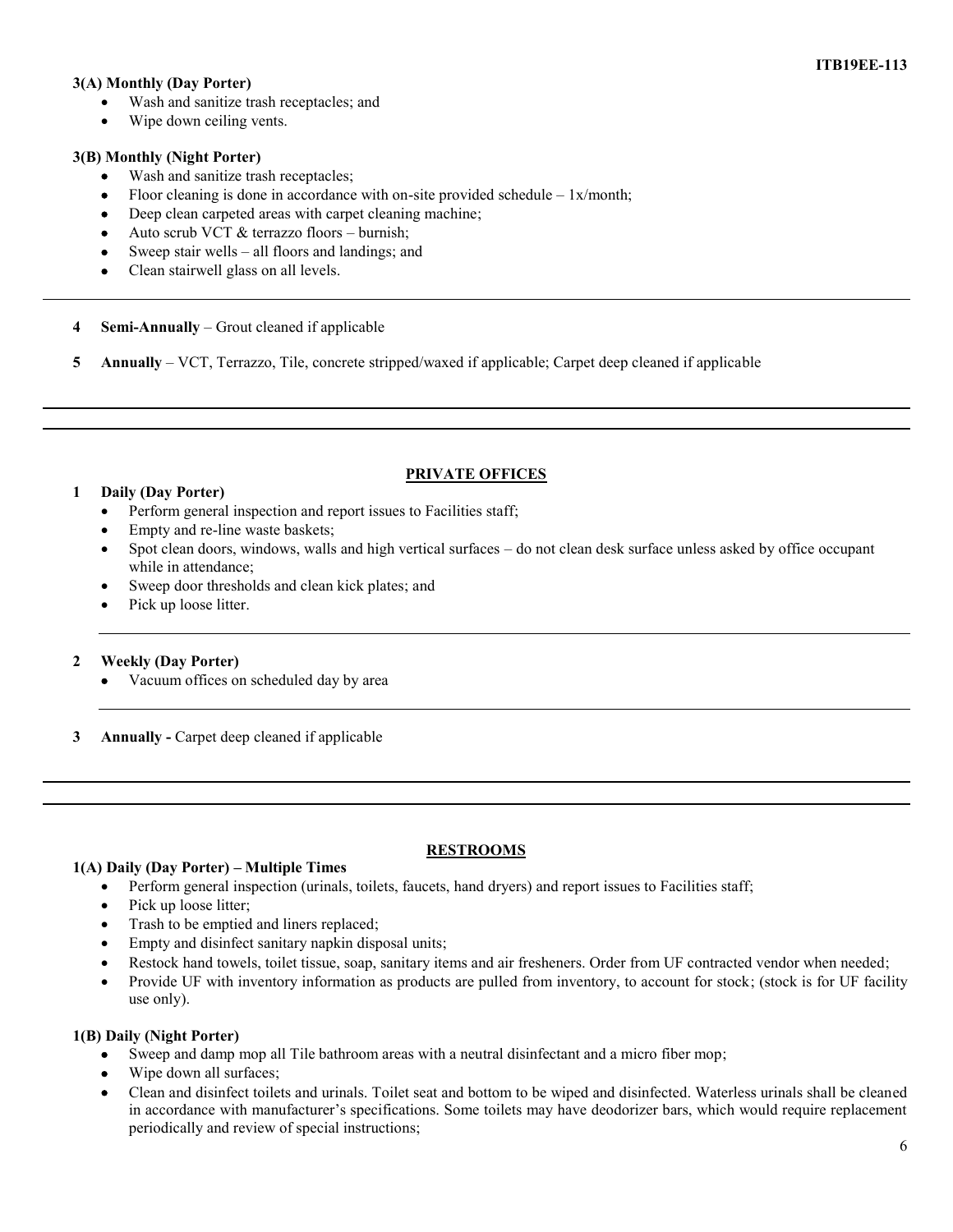**3(A) Monthly (Day Porter)**

- Wash and sanitize trash receptacles; and
- Wipe down ceiling vents.

**3(B) Monthly (Night Porter)**

- Wash and sanitize trash receptacles;
- Floor cleaning is done in accordance with on-site provided schedule – 1x/month;
- Deep clean carpeted areas with carpet cleaning machine;
- Auto scrub VCT & terrazzo floors – burnish;
- Sweep stair wells – all floors and landings; and
- Clean stairwell glass on all levels.

---

**4 Semi-Annually** – Grout cleaned if applicable

**5 Annually** – VCT, Terrazzo, Tile, concrete stripped/waxed if applicable; Carpet deep cleaned if applicable

---

## PRIVATE OFFICES

**1 Daily (Day Porter)**

- Perform general inspection and report issues to Facilities staff;
- Empty and re-line waste baskets;
- Spot clean doors, windows, walls and high vertical surfaces – do not clean desk surface unless asked by office occupant while in attendance;
- Sweep door thresholds and clean kick plates; and
- Pick up loose litter.

---

**2 Weekly (Day Porter)**

- Vacuum offices on scheduled day by area

---

**3 Annually -** Carpet deep cleaned if applicable

---

## RESTROOMS

**1(A) Daily (Day Porter) – Multiple Times**

- Perform general inspection (urinals, toilets, faucets, hand dryers) and report issues to Facilities staff;
- Pick up loose litter;
- Trash to be emptied and liners replaced;
- Empty and disinfect sanitary napkin disposal units;
- Restock hand towels, toilet tissue, soap, sanitary items and air fresheners. Order from UF contracted vendor when needed;
- Provide UF with inventory information as products are pulled from inventory, to account for stock; (stock is for UF facility use only).

**1(B) Daily (Night Porter)**

- Sweep and damp mop all Tile bathroom areas with a neutral disinfectant and a micro fiber mop;
- Wipe down all surfaces;
- Clean and disinfect toilets and urinals. Toilet seat and bottom to be wiped and disinfected. Waterless urinals shall be cleaned in accordance with manufacturer's specifications. Some toilets may have deodorizer bars, which would require replacement periodically and review of special instructions;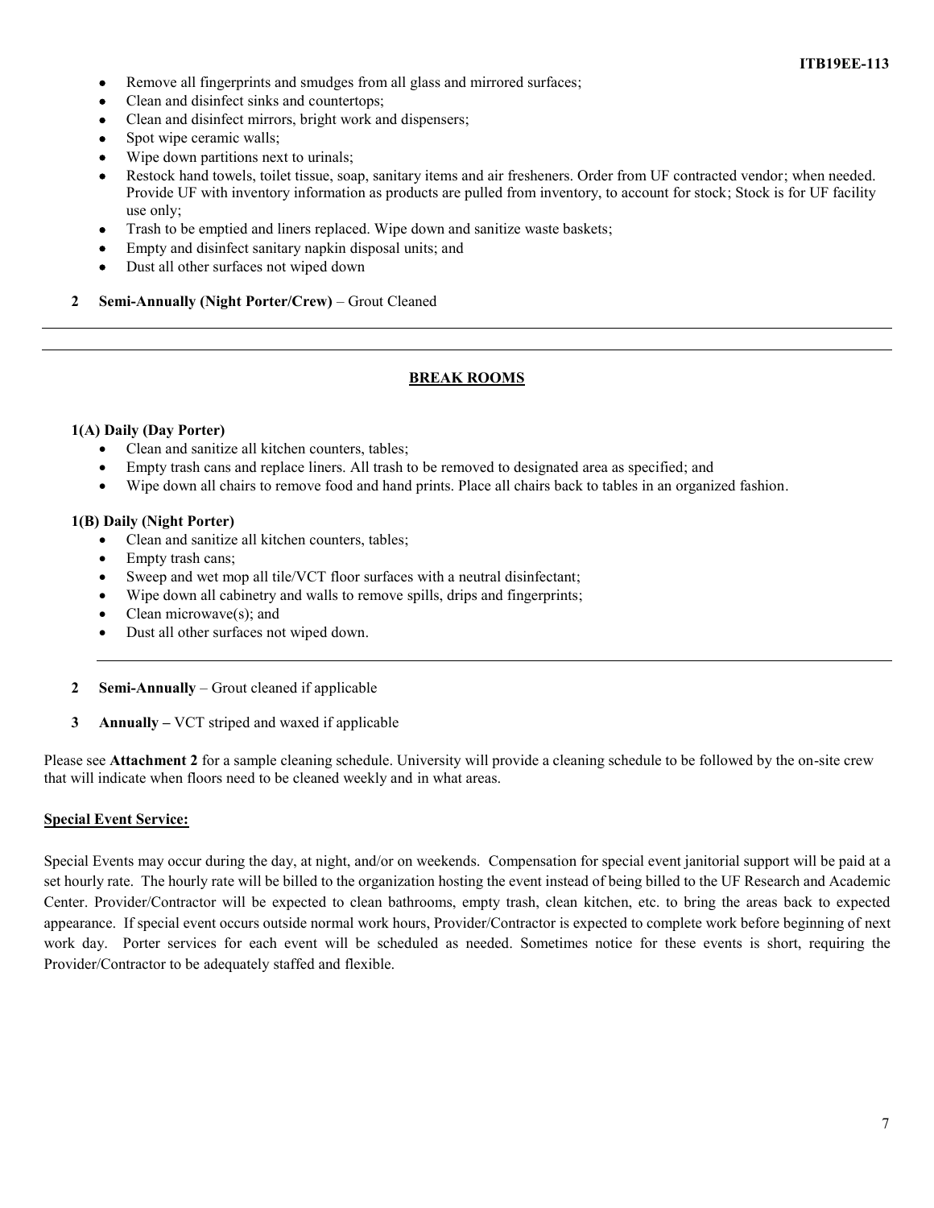- Remove all fingerprints and smudges from all glass and mirrored surfaces;
- Clean and disinfect sinks and countertops;
- Clean and disinfect mirrors, bright work and dispensers;
- Spot wipe ceramic walls;
- Wipe down partitions next to urinals;
- Restock hand towels, toilet tissue, soap, sanitary items and air fresheners. Order from UF contracted vendor; when needed. Provide UF with inventory information as products are pulled from inventory, to account for stock; Stock is for UF facility use only;
- Trash to be emptied and liners replaced. Wipe down and sanitize waste baskets;
- Empty and disinfect sanitary napkin disposal units; and
- Dust all other surfaces not wiped down

**2 Semi-Annually (Night Porter/Crew)** – Grout Cleaned

---

## BREAK ROOMS

**1(A) Daily (Day Porter)**

- Clean and sanitize all kitchen counters, tables;
- Empty trash cans and replace liners. All trash to be removed to designated area as specified; and
- Wipe down all chairs to remove food and hand prints. Place all chairs back to tables in an organized fashion.

**1(B) Daily (Night Porter)**

- Clean and sanitize all kitchen counters, tables;
- Empty trash cans;
- Sweep and wet mop all tile/VCT floor surfaces with a neutral disinfectant;
- Wipe down all cabinetry and walls to remove spills, drips and fingerprints;
- Clean microwave(s); and
- Dust all other surfaces not wiped down.

---

**2 Semi-Annually** – Grout cleaned if applicable

**3 Annually –** VCT striped and waxed if applicable

Please see **Attachment 2** for a sample cleaning schedule. University will provide a cleaning schedule to be followed by the on-site crew that will indicate when floors need to be cleaned weekly and in what areas.

**Special Event Service:**

Special Events may occur during the day, at night, and/or on weekends. Compensation for special event janitorial support will be paid at a set hourly rate. The hourly rate will be billed to the organization hosting the event instead of being billed to the UF Research and Academic Center. Provider/Contractor will be expected to clean bathrooms, empty trash, clean kitchen, etc. to bring the areas back to expected appearance. If special event occurs outside normal work hours, Provider/Contractor is expected to complete work before beginning of next work day. Porter services for each event will be scheduled as needed. Sometimes notice for these events is short, requiring the Provider/Contractor to be adequately staffed and flexible.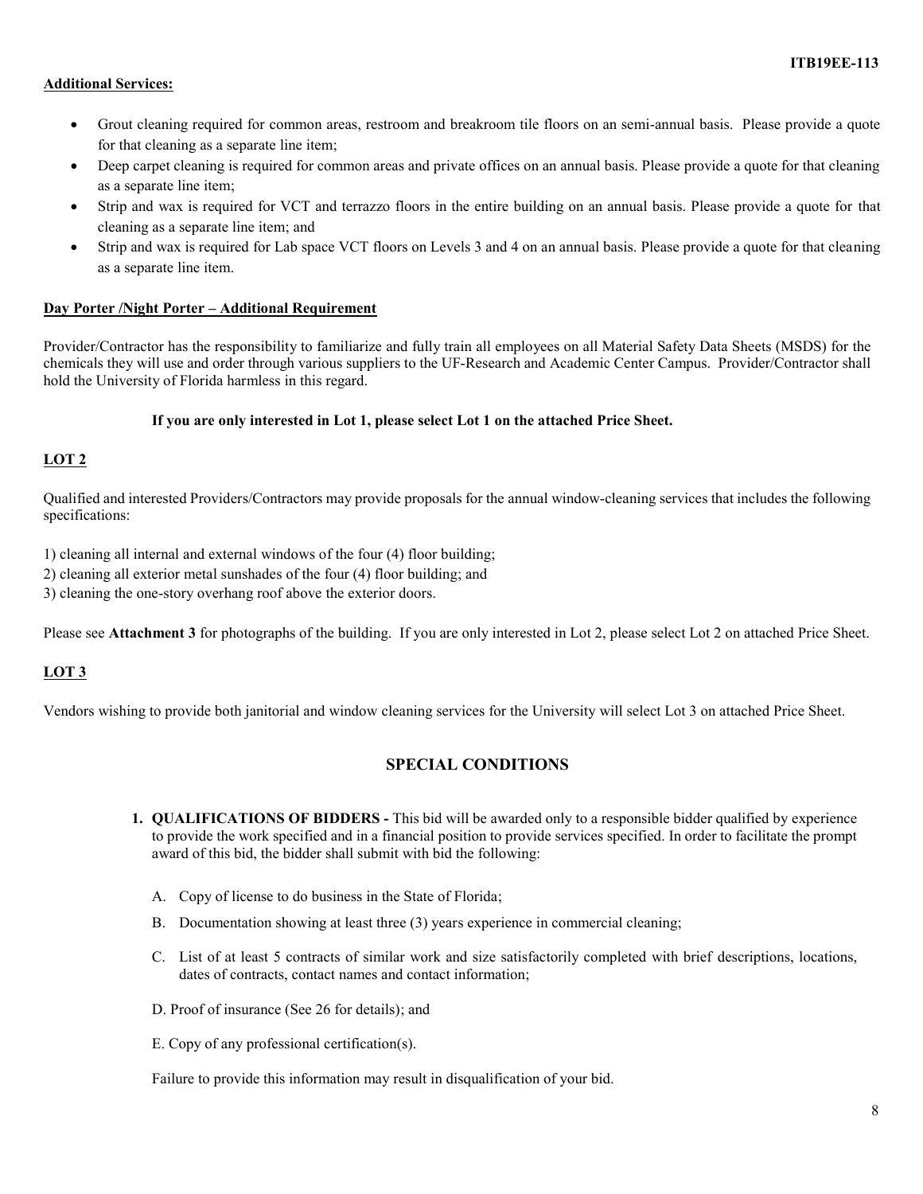**Additional Services:**

- Grout cleaning required for common areas, restroom and breakroom tile floors on an semi-annual basis. Please provide a quote for that cleaning as a separate line item;
- Deep carpet cleaning is required for common areas and private offices on an annual basis. Please provide a quote for that cleaning as a separate line item;
- Strip and wax is required for VCT and terrazzo floors in the entire building on an annual basis. Please provide a quote for that cleaning as a separate line item; and
- Strip and wax is required for Lab space VCT floors on Levels 3 and 4 on an annual basis. Please provide a quote for that cleaning as a separate line item.

**Day Porter /Night Porter – Additional Requirement**

Provider/Contractor has the responsibility to familiarize and fully train all employees on all Material Safety Data Sheets (MSDS) for the chemicals they will use and order through various suppliers to the UF-Research and Academic Center Campus. Provider/Contractor shall hold the University of Florida harmless in this regard.

**If you are only interested in Lot 1, please select Lot 1 on the attached Price Sheet.**

**LOT 2**

Qualified and interested Providers/Contractors may provide proposals for the annual window-cleaning services that includes the following specifications:

1) cleaning all internal and external windows of the four (4) floor building;
2) cleaning all exterior metal sunshades of the four (4) floor building; and
3) cleaning the one-story overhang roof above the exterior doors.

Please see **Attachment 3** for photographs of the building. If you are only interested in Lot 2, please select Lot 2 on attached Price Sheet.

**LOT 3**

Vendors wishing to provide both janitorial and window cleaning services for the University will select Lot 3 on attached Price Sheet.

## SPECIAL CONDITIONS

1. **QUALIFICATIONS OF BIDDERS -** This bid will be awarded only to a responsible bidder qualified by experience to provide the work specified and in a financial position to provide services specified. In order to facilitate the prompt award of this bid, the bidder shall submit with bid the following:

   A. Copy of license to do business in the State of Florida;

   B. Documentation showing at least three (3) years experience in commercial cleaning;

   C. List of at least 5 contracts of similar work and size satisfactorily completed with brief descriptions, locations, dates of contracts, contact names and contact information;

   D. Proof of insurance (See 26 for details); and

   E. Copy of any professional certification(s).

   Failure to provide this information may result in disqualification of your bid.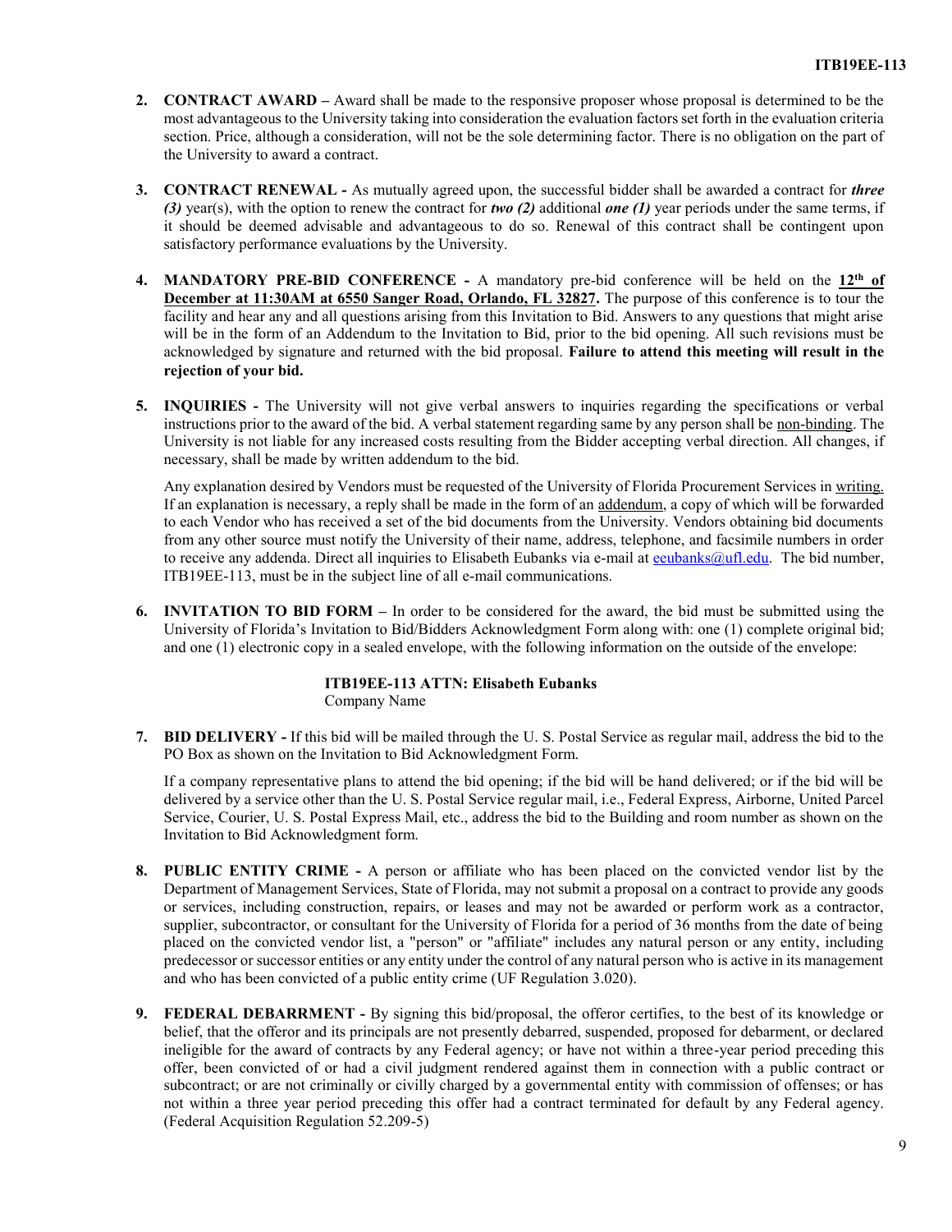2. **CONTRACT AWARD –** Award shall be made to the responsive proposer whose proposal is determined to be the most advantageous to the University taking into consideration the evaluation factors set forth in the evaluation criteria section. Price, although a consideration, will not be the sole determining factor. There is no obligation on the part of the University to award a contract.

3. **CONTRACT RENEWAL -** As mutually agreed upon, the successful bidder shall be awarded a contract for ***three (3)*** year(s), with the option to renew the contract for ***two (2)*** additional ***one (1)*** year periods under the same terms, if it should be deemed advisable and advantageous to do so. Renewal of this contract shall be contingent upon satisfactory performance evaluations by the University.

4. **MANDATORY PRE-BID CONFERENCE -** A mandatory pre-bid conference will be held on the **12th of December at 11:30AM at 6550 Sanger Road, Orlando, FL 32827.** The purpose of this conference is to tour the facility and hear any and all questions arising from this Invitation to Bid. Answers to any questions that might arise will be in the form of an Addendum to the Invitation to Bid, prior to the bid opening. All such revisions must be acknowledged by signature and returned with the bid proposal. **Failure to attend this meeting will result in the rejection of your bid.**

5. **INQUIRIES -** The University will not give verbal answers to inquiries regarding the specifications or verbal instructions prior to the award of the bid. A verbal statement regarding same by any person shall be non-binding. The University is not liable for any increased costs resulting from the Bidder accepting verbal direction. All changes, if necessary, shall be made by written addendum to the bid.

   Any explanation desired by Vendors must be requested of the University of Florida Procurement Services in writing. If an explanation is necessary, a reply shall be made in the form of an addendum, a copy of which will be forwarded to each Vendor who has received a set of the bid documents from the University. Vendors obtaining bid documents from any other source must notify the University of their name, address, telephone, and facsimile numbers in order to receive any addenda. Direct all inquiries to Elisabeth Eubanks via e-mail at eeubanks@ufl.edu. The bid number, ITB19EE-113, must be in the subject line of all e-mail communications.

6. **INVITATION TO BID FORM –** In order to be considered for the award, the bid must be submitted using the University of Florida's Invitation to Bid/Bidders Acknowledgment Form along with: one (1) complete original bid; and one (1) electronic copy in a sealed envelope, with the following information on the outside of the envelope:

   **ITB19EE-113 ATTN: Elisabeth Eubanks**
   Company Name

7. **BID DELIVERY -** If this bid will be mailed through the U. S. Postal Service as regular mail, address the bid to the PO Box as shown on the Invitation to Bid Acknowledgment Form.

   If a company representative plans to attend the bid opening; if the bid will be hand delivered; or if the bid will be delivered by a service other than the U. S. Postal Service regular mail, i.e., Federal Express, Airborne, United Parcel Service, Courier, U. S. Postal Express Mail, etc., address the bid to the Building and room number as shown on the Invitation to Bid Acknowledgment form.

8. **PUBLIC ENTITY CRIME -** A person or affiliate who has been placed on the convicted vendor list by the Department of Management Services, State of Florida, may not submit a proposal on a contract to provide any goods or services, including construction, repairs, or leases and may not be awarded or perform work as a contractor, supplier, subcontractor, or consultant for the University of Florida for a period of 36 months from the date of being placed on the convicted vendor list, a "person" or "affiliate" includes any natural person or any entity, including predecessor or successor entities or any entity under the control of any natural person who is active in its management and who has been convicted of a public entity crime (UF Regulation 3.020).

9. **FEDERAL DEBARRMENT -** By signing this bid/proposal, the offeror certifies, to the best of its knowledge or belief, that the offeror and its principals are not presently debarred, suspended, proposed for debarment, or declared ineligible for the award of contracts by any Federal agency; or have not within a three-year period preceding this offer, been convicted of or had a civil judgment rendered against them in connection with a public contract or subcontract; or are not criminally or civilly charged by a governmental entity with commission of offenses; or has not within a three year period preceding this offer had a contract terminated for default by any Federal agency. (Federal Acquisition Regulation 52.209-5)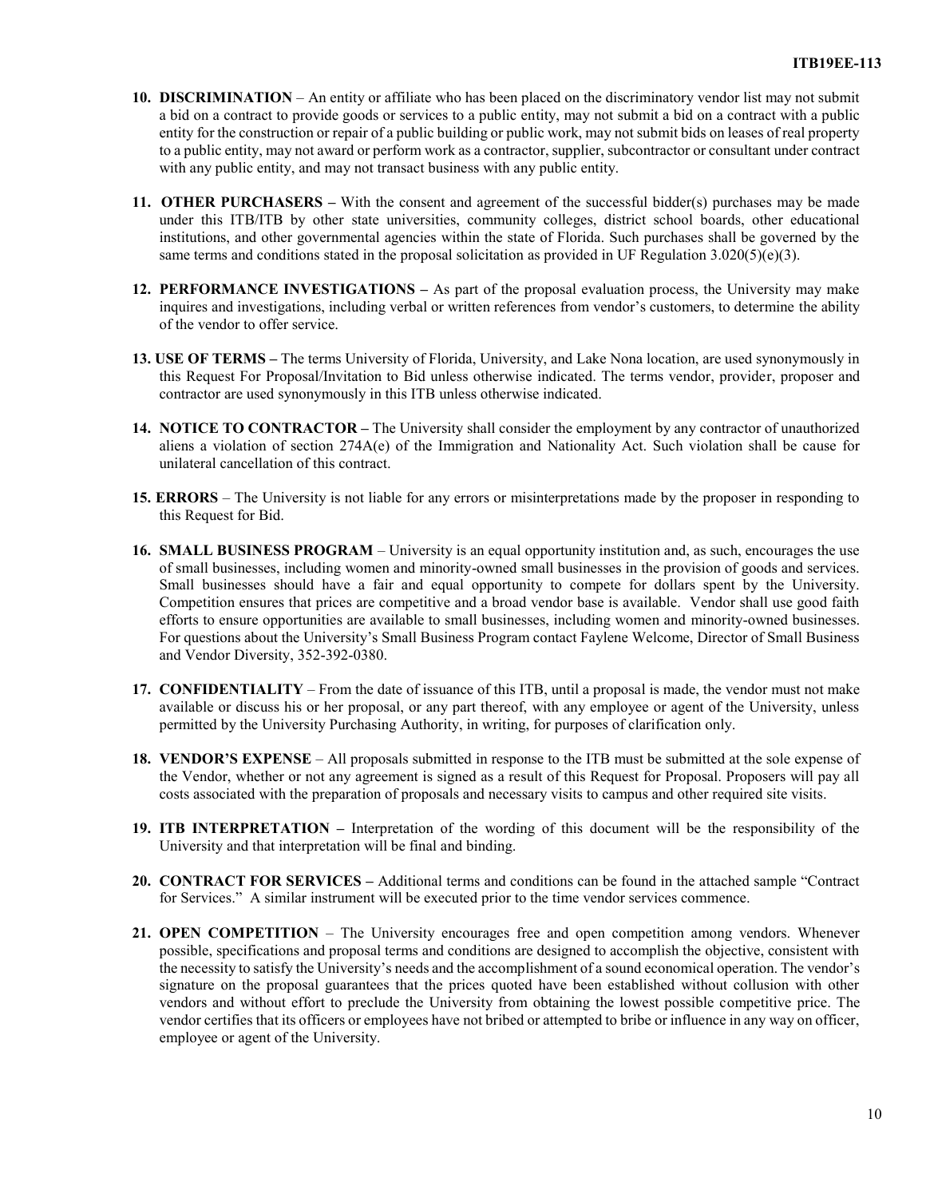10. **DISCRIMINATION** – An entity or affiliate who has been placed on the discriminatory vendor list may not submit a bid on a contract to provide goods or services to a public entity, may not submit a bid on a contract with a public entity for the construction or repair of a public building or public work, may not submit bids on leases of real property to a public entity, may not award or perform work as a contractor, supplier, subcontractor or consultant under contract with any public entity, and may not transact business with any public entity.

11. **OTHER PURCHASERS –** With the consent and agreement of the successful bidder(s) purchases may be made under this ITB/ITB by other state universities, community colleges, district school boards, other educational institutions, and other governmental agencies within the state of Florida. Such purchases shall be governed by the same terms and conditions stated in the proposal solicitation as provided in UF Regulation 3.020(5)(e)(3).

12. **PERFORMANCE INVESTIGATIONS –** As part of the proposal evaluation process, the University may make inquires and investigations, including verbal or written references from vendor's customers, to determine the ability of the vendor to offer service.

13. **USE OF TERMS –** The terms University of Florida, University, and Lake Nona location, are used synonymously in this Request For Proposal/Invitation to Bid unless otherwise indicated. The terms vendor, provider, proposer and contractor are used synonymously in this ITB unless otherwise indicated.

14. **NOTICE TO CONTRACTOR –** The University shall consider the employment by any contractor of unauthorized aliens a violation of section 274A(e) of the Immigration and Nationality Act. Such violation shall be cause for unilateral cancellation of this contract.

15. **ERRORS** – The University is not liable for any errors or misinterpretations made by the proposer in responding to this Request for Bid.

16. **SMALL BUSINESS PROGRAM** – University is an equal opportunity institution and, as such, encourages the use of small businesses, including women and minority-owned small businesses in the provision of goods and services. Small businesses should have a fair and equal opportunity to compete for dollars spent by the University. Competition ensures that prices are competitive and a broad vendor base is available. Vendor shall use good faith efforts to ensure opportunities are available to small businesses, including women and minority-owned businesses. For questions about the University's Small Business Program contact Faylene Welcome, Director of Small Business and Vendor Diversity, 352-392-0380.

17. **CONFIDENTIALITY** – From the date of issuance of this ITB, until a proposal is made, the vendor must not make available or discuss his or her proposal, or any part thereof, with any employee or agent of the University, unless permitted by the University Purchasing Authority, in writing, for purposes of clarification only.

18. **VENDOR'S EXPENSE** – All proposals submitted in response to the ITB must be submitted at the sole expense of the Vendor, whether or not any agreement is signed as a result of this Request for Proposal. Proposers will pay all costs associated with the preparation of proposals and necessary visits to campus and other required site visits.

19. **ITB INTERPRETATION –** Interpretation of the wording of this document will be the responsibility of the University and that interpretation will be final and binding.

20. **CONTRACT FOR SERVICES –** Additional terms and conditions can be found in the attached sample "Contract for Services." A similar instrument will be executed prior to the time vendor services commence.

21. **OPEN COMPETITION** – The University encourages free and open competition among vendors. Whenever possible, specifications and proposal terms and conditions are designed to accomplish the objective, consistent with the necessity to satisfy the University's needs and the accomplishment of a sound economical operation. The vendor's signature on the proposal guarantees that the prices quoted have been established without collusion with other vendors and without effort to preclude the University from obtaining the lowest possible competitive price. The vendor certifies that its officers or employees have not bribed or attempted to bribe or influence in any way on officer, employee or agent of the University.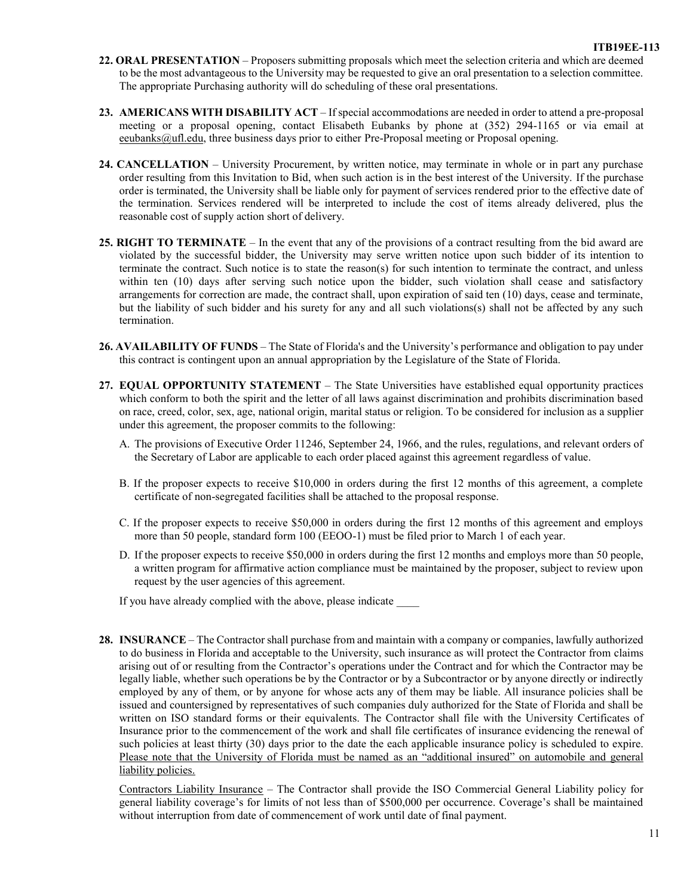**22. ORAL PRESENTATION** – Proposers submitting proposals which meet the selection criteria and which are deemed to be the most advantageous to the University may be requested to give an oral presentation to a selection committee. The appropriate Purchasing authority will do scheduling of these oral presentations.

**23. AMERICANS WITH DISABILITY ACT** – If special accommodations are needed in order to attend a pre-proposal meeting or a proposal opening, contact Elisabeth Eubanks by phone at (352) 294-1165 or via email at eeubanks@ufl.edu, three business days prior to either Pre-Proposal meeting or Proposal opening.

**24. CANCELLATION** – University Procurement, by written notice, may terminate in whole or in part any purchase order resulting from this Invitation to Bid, when such action is in the best interest of the University. If the purchase order is terminated, the University shall be liable only for payment of services rendered prior to the effective date of the termination. Services rendered will be interpreted to include the cost of items already delivered, plus the reasonable cost of supply action short of delivery.

**25. RIGHT TO TERMINATE** – In the event that any of the provisions of a contract resulting from the bid award are violated by the successful bidder, the University may serve written notice upon such bidder of its intention to terminate the contract. Such notice is to state the reason(s) for such intention to terminate the contract, and unless within ten (10) days after serving such notice upon the bidder, such violation shall cease and satisfactory arrangements for correction are made, the contract shall, upon expiration of said ten (10) days, cease and terminate, but the liability of such bidder and his surety for any and all such violations(s) shall not be affected by any such termination.

**26. AVAILABILITY OF FUNDS** – The State of Florida's and the University's performance and obligation to pay under this contract is contingent upon an annual appropriation by the Legislature of the State of Florida.

**27. EQUAL OPPORTUNITY STATEMENT** – The State Universities have established equal opportunity practices which conform to both the spirit and the letter of all laws against discrimination and prohibits discrimination based on race, creed, color, sex, age, national origin, marital status or religion. To be considered for inclusion as a supplier under this agreement, the proposer commits to the following:

A. The provisions of Executive Order 11246, September 24, 1966, and the rules, regulations, and relevant orders of the Secretary of Labor are applicable to each order placed against this agreement regardless of value.

B. If the proposer expects to receive $10,000 in orders during the first 12 months of this agreement, a complete certificate of non-segregated facilities shall be attached to the proposal response.

C. If the proposer expects to receive $50,000 in orders during the first 12 months of this agreement and employs more than 50 people, standard form 100 (EEOO-1) must be filed prior to March 1 of each year.

D. If the proposer expects to receive $50,000 in orders during the first 12 months and employs more than 50 people, a written program for affirmative action compliance must be maintained by the proposer, subject to review upon request by the user agencies of this agreement.

If you have already complied with the above, please indicate ____

**28. INSURANCE** – The Contractor shall purchase from and maintain with a company or companies, lawfully authorized to do business in Florida and acceptable to the University, such insurance as will protect the Contractor from claims arising out of or resulting from the Contractor's operations under the Contract and for which the Contractor may be legally liable, whether such operations be by the Contractor or by a Subcontractor or by anyone directly or indirectly employed by any of them, or by anyone for whose acts any of them may be liable. All insurance policies shall be issued and countersigned by representatives of such companies duly authorized for the State of Florida and shall be written on ISO standard forms or their equivalents. The Contractor shall file with the University Certificates of Insurance prior to the commencement of the work and shall file certificates of insurance evidencing the renewal of such policies at least thirty (30) days prior to the date the each applicable insurance policy is scheduled to expire. Please note that the University of Florida must be named as an "additional insured" on automobile and general liability policies.

Contractors Liability Insurance – The Contractor shall provide the ISO Commercial General Liability policy for general liability coverage's for limits of not less than of $500,000 per occurrence. Coverage's shall be maintained without interruption from date of commencement of work until date of final payment.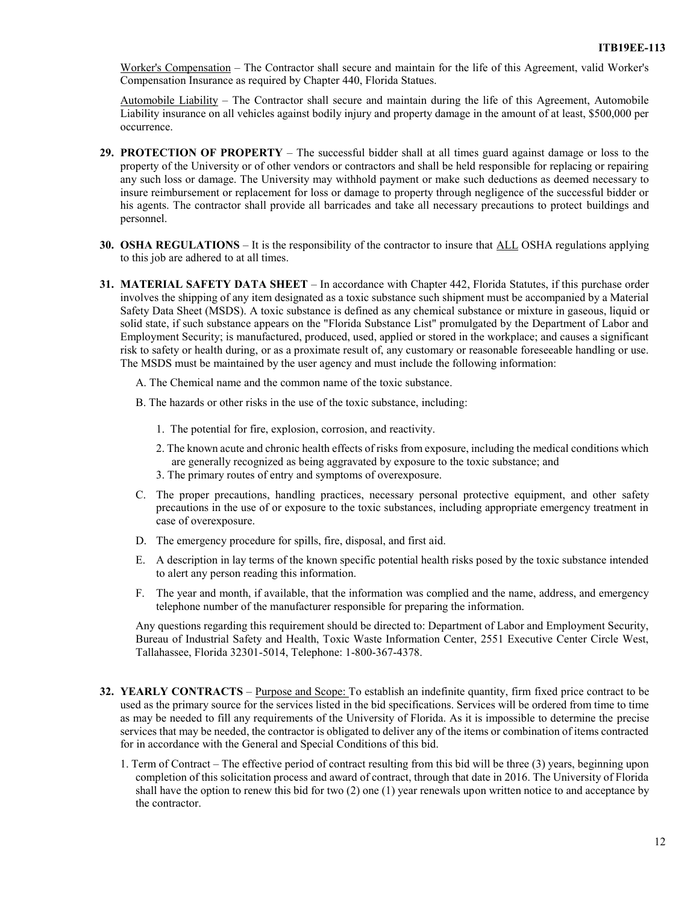Worker's Compensation – The Contractor shall secure and maintain for the life of this Agreement, valid Worker's Compensation Insurance as required by Chapter 440, Florida Statues.

Automobile Liability – The Contractor shall secure and maintain during the life of this Agreement, Automobile Liability insurance on all vehicles against bodily injury and property damage in the amount of at least, \$500,000 per occurrence.

**29. PROTECTION OF PROPERTY** – The successful bidder shall at all times guard against damage or loss to the property of the University or of other vendors or contractors and shall be held responsible for replacing or repairing any such loss or damage. The University may withhold payment or make such deductions as deemed necessary to insure reimbursement or replacement for loss or damage to property through negligence of the successful bidder or his agents. The contractor shall provide all barricades and take all necessary precautions to protect buildings and personnel.

**30. OSHA REGULATIONS** – It is the responsibility of the contractor to insure that ALL OSHA regulations applying to this job are adhered to at all times.

**31. MATERIAL SAFETY DATA SHEET** – In accordance with Chapter 442, Florida Statutes, if this purchase order involves the shipping of any item designated as a toxic substance such shipment must be accompanied by a Material Safety Data Sheet (MSDS). A toxic substance is defined as any chemical substance or mixture in gaseous, liquid or solid state, if such substance appears on the "Florida Substance List" promulgated by the Department of Labor and Employment Security; is manufactured, produced, used, applied or stored in the workplace; and causes a significant risk to safety or health during, or as a proximate result of, any customary or reasonable foreseeable handling or use. The MSDS must be maintained by the user agency and must include the following information:

A. The Chemical name and the common name of the toxic substance.

B. The hazards or other risks in the use of the toxic substance, including:

1. The potential for fire, explosion, corrosion, and reactivity.
2. The known acute and chronic health effects of risks from exposure, including the medical conditions which are generally recognized as being aggravated by exposure to the toxic substance; and
3. The primary routes of entry and symptoms of overexposure.

C. The proper precautions, handling practices, necessary personal protective equipment, and other safety precautions in the use of or exposure to the toxic substances, including appropriate emergency treatment in case of overexposure.

D. The emergency procedure for spills, fire, disposal, and first aid.

E. A description in lay terms of the known specific potential health risks posed by the toxic substance intended to alert any person reading this information.

F. The year and month, if available, that the information was complied and the name, address, and emergency telephone number of the manufacturer responsible for preparing the information.

Any questions regarding this requirement should be directed to: Department of Labor and Employment Security, Bureau of Industrial Safety and Health, Toxic Waste Information Center, 2551 Executive Center Circle West, Tallahassee, Florida 32301-5014, Telephone: 1-800-367-4378.

**32. YEARLY CONTRACTS** – Purpose and Scope: To establish an indefinite quantity, firm fixed price contract to be used as the primary source for the services listed in the bid specifications. Services will be ordered from time to time as may be needed to fill any requirements of the University of Florida. As it is impossible to determine the precise services that may be needed, the contractor is obligated to deliver any of the items or combination of items contracted for in accordance with the General and Special Conditions of this bid.

1. Term of Contract – The effective period of contract resulting from this bid will be three (3) years, beginning upon completion of this solicitation process and award of contract, through that date in 2016. The University of Florida shall have the option to renew this bid for two (2) one (1) year renewals upon written notice to and acceptance by the contractor.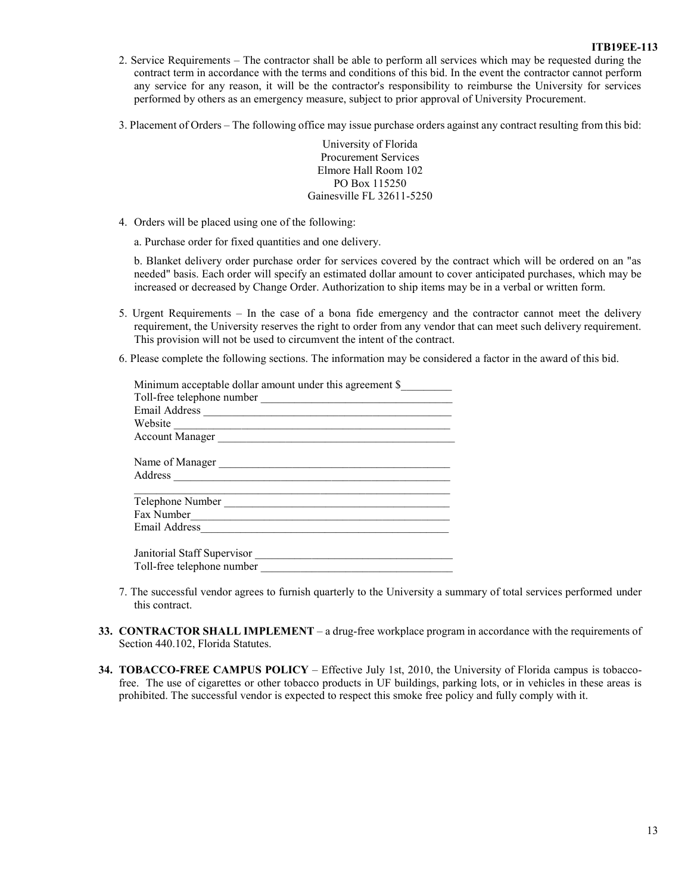2. Service Requirements – The contractor shall be able to perform all services which may be requested during the contract term in accordance with the terms and conditions of this bid. In the event the contractor cannot perform any service for any reason, it will be the contractor's responsibility to reimburse the University for services performed by others as an emergency measure, subject to prior approval of University Procurement.

3. Placement of Orders – The following office may issue purchase orders against any contract resulting from this bid:

University of Florida
Procurement Services
Elmore Hall Room 102
PO Box 115250
Gainesville FL 32611-5250

4. Orders will be placed using one of the following:

   a. Purchase order for fixed quantities and one delivery.

   b. Blanket delivery order purchase order for services covered by the contract which will be ordered on an "as needed" basis. Each order will specify an estimated dollar amount to cover anticipated purchases, which may be increased or decreased by Change Order. Authorization to ship items may be in a verbal or written form.

5. Urgent Requirements – In the case of a bona fide emergency and the contractor cannot meet the delivery requirement, the University reserves the right to order from any vendor that can meet such delivery requirement. This provision will not be used to circumvent the intent of the contract.

6. Please complete the following sections. The information may be considered a factor in the award of this bid.

   Minimum acceptable dollar amount under this agreement $_________
   Toll-free telephone number __________________________________
   Email Address ___________________________________________
   Website _________________________________________________
   Account Manager __________________________________________

   Name of Manager _________________________________________
   Address _________________________________________________
   _______________________________________________________
   Telephone Number ________________________________________
   Fax Number______________________________________________
   Email Address____________________________________________

   Janitorial Staff Supervisor ___________________________________
   Toll-free telephone number __________________________________

7. The successful vendor agrees to furnish quarterly to the University a summary of total services performed under this contract.

**33. CONTRACTOR SHALL IMPLEMENT** – a drug-free workplace program in accordance with the requirements of Section 440.102, Florida Statutes.

**34. TOBACCO-FREE CAMPUS POLICY** – Effective July 1st, 2010, the University of Florida campus is tobacco-free. The use of cigarettes or other tobacco products in UF buildings, parking lots, or in vehicles in these areas is prohibited. The successful vendor is expected to respect this smoke free policy and fully comply with it.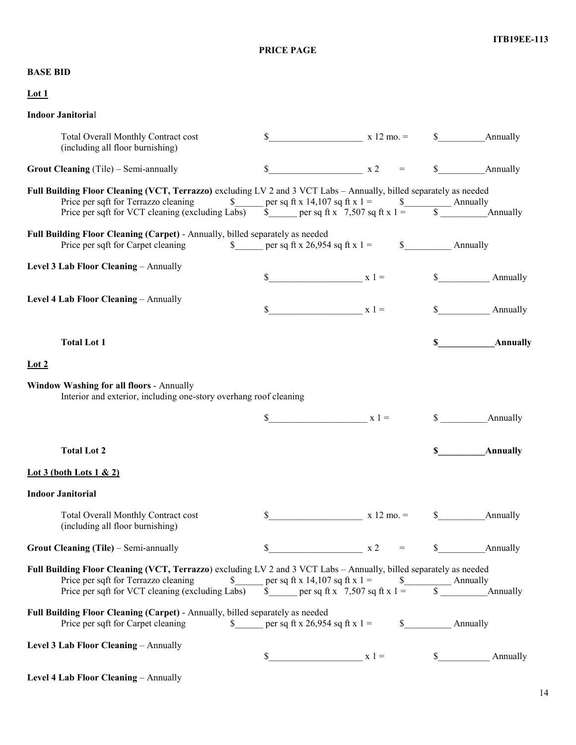**PRICE PAGE**

**BASE BID**

**Lot 1**

**Indoor Janitorial**

Total Overall Monthly Contract cost (including all floor burnishing) $____________________ x 12 mo. = $__________Annually

**Grout Cleaning** (Tile) – Semi-annually $____________________ x 2 = $__________Annually

**Full Building Floor Cleaning (VCT, Terrazzo)** excluding LV 2 and 3 VCT Labs – Annually, billed separately as needed

Price per sqft for Terrazzo cleaning $______ per sq ft x 14,107 sq ft x 1 = $__________ Annually

Price per sqft for VCT cleaning (excluding Labs) $______ per sq ft x 7,507 sq ft x 1 = $ __________Annually

**Full Building Floor Cleaning (Carpet)** - Annually, billed separately as needed

Price per sqft for Carpet cleaning $______ per sq ft x 26,954 sq ft x 1 = $__________ Annually

**Level 3 Lab Floor Cleaning** – Annually

$____________________ x 1 = $___________ Annually

**Level 4 Lab Floor Cleaning** – Annually

$____________________ x 1 = $___________ Annually

**Total Lot 1** **$____________Annually**

**Lot 2**

**Window Washing for all floors** - Annually

Interior and exterior, including one-story overhang roof cleaning

$_____________________ x 1 = $ __________Annually

**Total Lot 2** **$__________Annually**

**Lot 3 (both Lots 1 & 2)**

**Indoor Janitorial**

Total Overall Monthly Contract cost (including all floor burnishing) $____________________ x 12 mo. = $__________Annually

**Grout Cleaning (Tile)** – Semi-annually $____________________ x 2 = $__________Annually

**Full Building Floor Cleaning (VCT, Terrazzo**) excluding LV 2 and 3 VCT Labs – Annually, billed separately as needed

Price per sqft for Terrazzo cleaning $______ per sq ft x 14,107 sq ft x 1 = $__________ Annually

Price per sqft for VCT cleaning (excluding Labs) $______ per sq ft x 7,507 sq ft x 1 = $ __________Annually

**Full Building Floor Cleaning (Carpet)** - Annually, billed separately as needed

Price per sqft for Carpet cleaning $______ per sq ft x 26,954 sq ft x 1 = $__________ Annually

**Level 3 Lab Floor Cleaning** – Annually

$____________________ x 1 = $___________ Annually

**Level 4 Lab Floor Cleaning** – Annually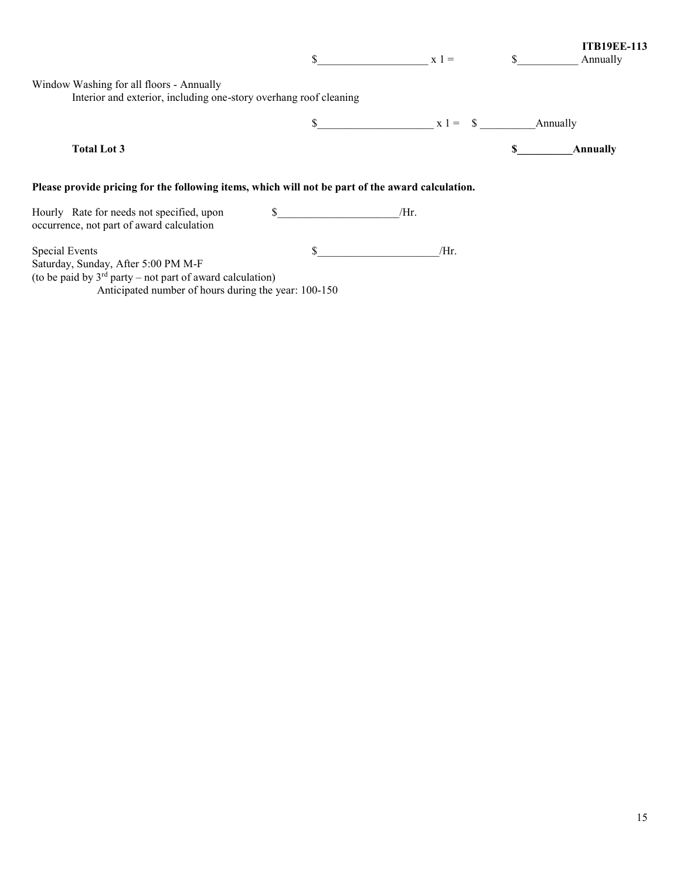$\_\_\_\_\_\_\_\_\_\_\_\_\_\_\_\_\_\_\_\_ x 1 = $\_\_\_\_\_\_\_\_\_\_\_ Annually

Window Washing for all floors - Annually
Interior and exterior, including one-story overhang roof cleaning

$\_\_\_\_\_\_\_\_\_\_\_\_\_\_\_\_\_\_\_\_\_ x 1 = $ \_\_\_\_\_\_\_\_\_\_Annually

**Total Lot 3** **$\_\_\_\_\_\_\_\_\_\_Annually**

**Please provide pricing for the following items, which will not be part of the award calculation.**

Hourly Rate for needs not specified, upon occurrence, not part of award calculation $\_\_\_\_\_\_\_\_\_\_\_\_\_\_\_\_\_\_\_\_\_\_/Hr.

Special Events
Saturday, Sunday, After 5:00 PM M-F
(to be paid by 3rd party – not part of award calculation)
Anticipated number of hours during the year: 100-150
$\_\_\_\_\_\_\_\_\_\_\_\_\_\_\_\_\_\_\_\_\_\_/Hr.